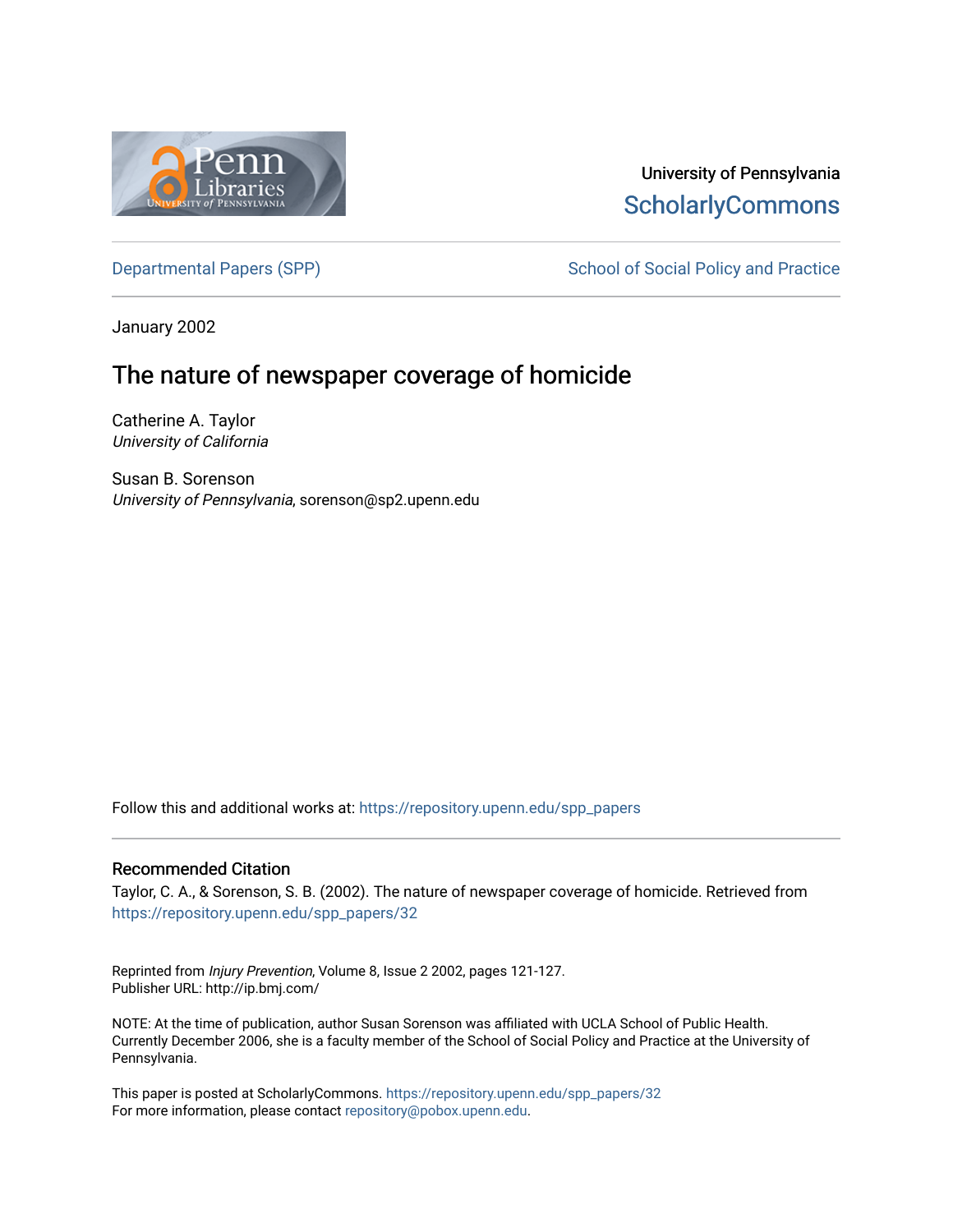University of Pennsylvania
ScholarlyCommons

Departmental Papers (SPP) | School of Social Policy and Practice

January 2002

# The nature of newspaper coverage of homicide

Catherine A. Taylor
*University of California*

Susan B. Sorenson
*University of Pennsylvania*, sorenson@sp2.upenn.edu

Follow this and additional works at: https://repository.upenn.edu/spp_papers

## Recommended Citation

Taylor, C. A., & Sorenson, S. B. (2002). The nature of newspaper coverage of homicide. Retrieved from https://repository.upenn.edu/spp_papers/32

Reprinted from *Injury Prevention*, Volume 8, Issue 2 2002, pages 121-127.
Publisher URL: http://ip.bmj.com/

NOTE: At the time of publication, author Susan Sorenson was affiliated with UCLA School of Public Health. Currently December 2006, she is a faculty member of the School of Social Policy and Practice at the University of Pennsylvania.

This paper is posted at ScholarlyCommons. https://repository.upenn.edu/spp_papers/32
For more information, please contact repository@pobox.upenn.edu.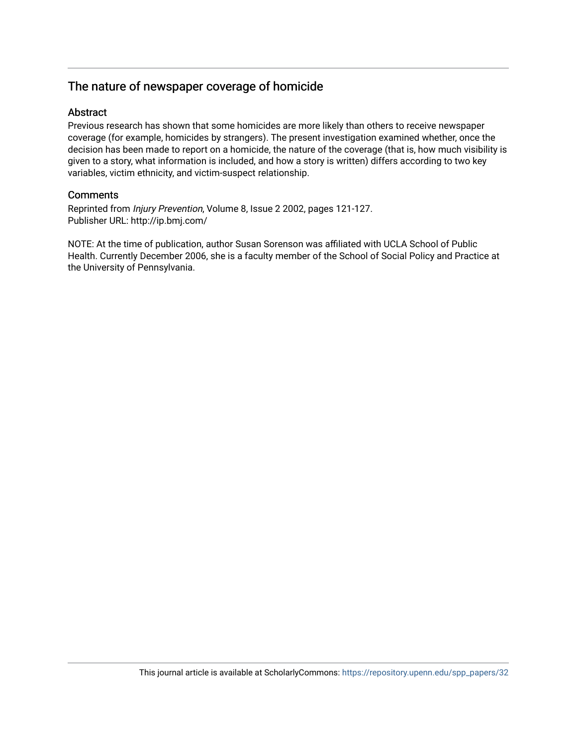# The nature of newspaper coverage of homicide

## Abstract

Previous research has shown that some homicides are more likely than others to receive newspaper coverage (for example, homicides by strangers). The present investigation examined whether, once the decision has been made to report on a homicide, the nature of the coverage (that is, how much visibility is given to a story, what information is included, and how a story is written) differs according to two key variables, victim ethnicity, and victim-suspect relationship.

## Comments

Reprinted from *Injury Prevention*, Volume 8, Issue 2 2002, pages 121-127.
Publisher URL: http://ip.bmj.com/

NOTE: At the time of publication, author Susan Sorenson was affiliated with UCLA School of Public Health. Currently December 2006, she is a faculty member of the School of Social Policy and Practice at the University of Pennsylvania.

This journal article is available at ScholarlyCommons: https://repository.upenn.edu/spp_papers/32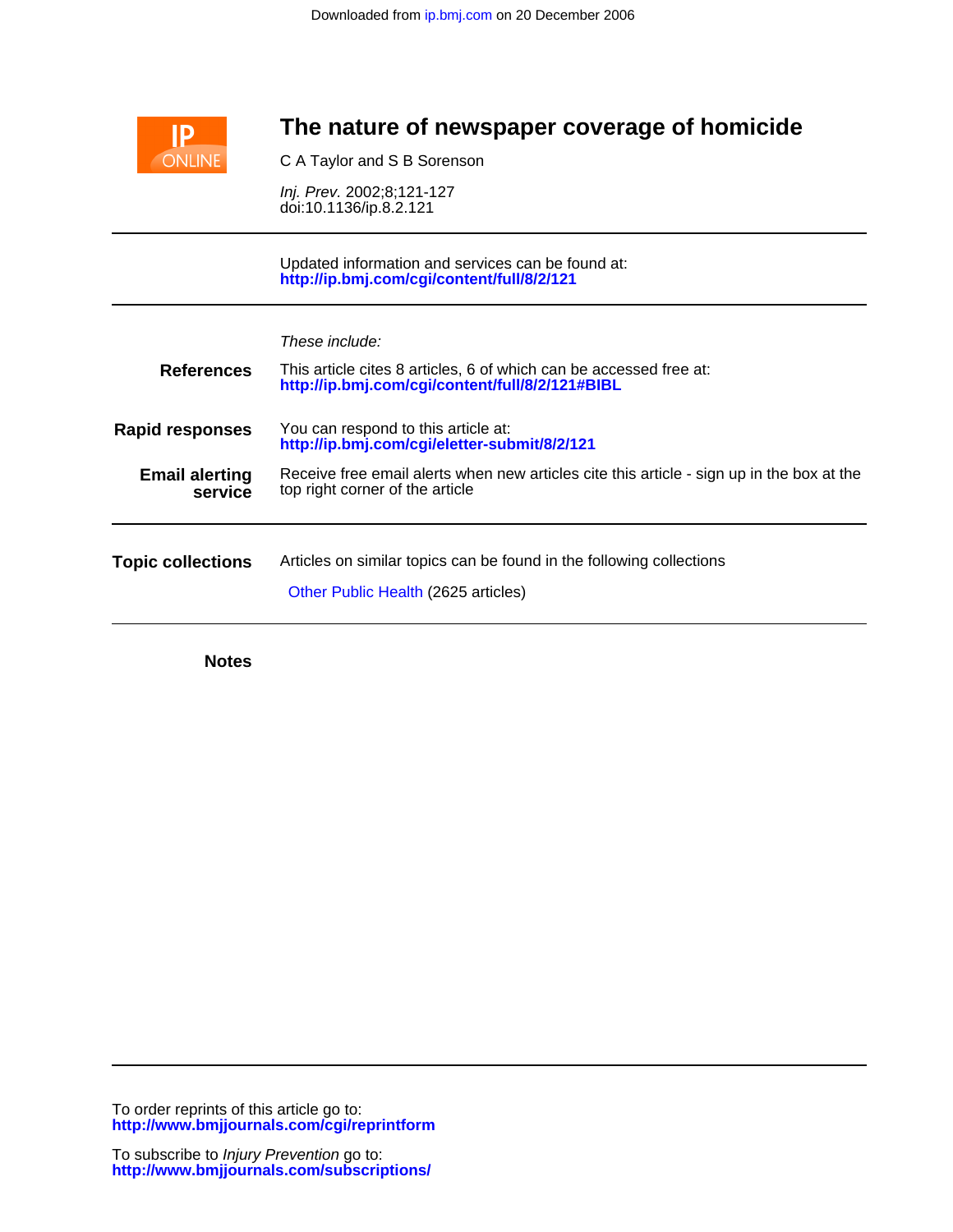# The nature of newspaper coverage of homicide

C A Taylor and S B Sorenson

*Inj. Prev.* 2002;8;121-127
doi:10.1136/ip.8.2.121

Updated information and services can be found at:
**http://ip.bmj.com/cgi/content/full/8/2/121**

*These include:*

**References**
This article cites 8 articles, 6 of which can be accessed free at:
**http://ip.bmj.com/cgi/content/full/8/2/121#BIBL**

**Rapid responses**
You can respond to this article at:
**http://ip.bmj.com/cgi/eletter-submit/8/2/121**

**Email alerting service**
Receive free email alerts when new articles cite this article - sign up in the box at the top right corner of the article

**Topic collections**
Articles on similar topics can be found in the following collections

Other Public Health (2625 articles)

**Notes**

To order reprints of this article go to:
**http://www.bmjjournals.com/cgi/reprintform**

To subscribe to *Injury Prevention* go to:
**http://www.bmjjournals.com/subscriptions/**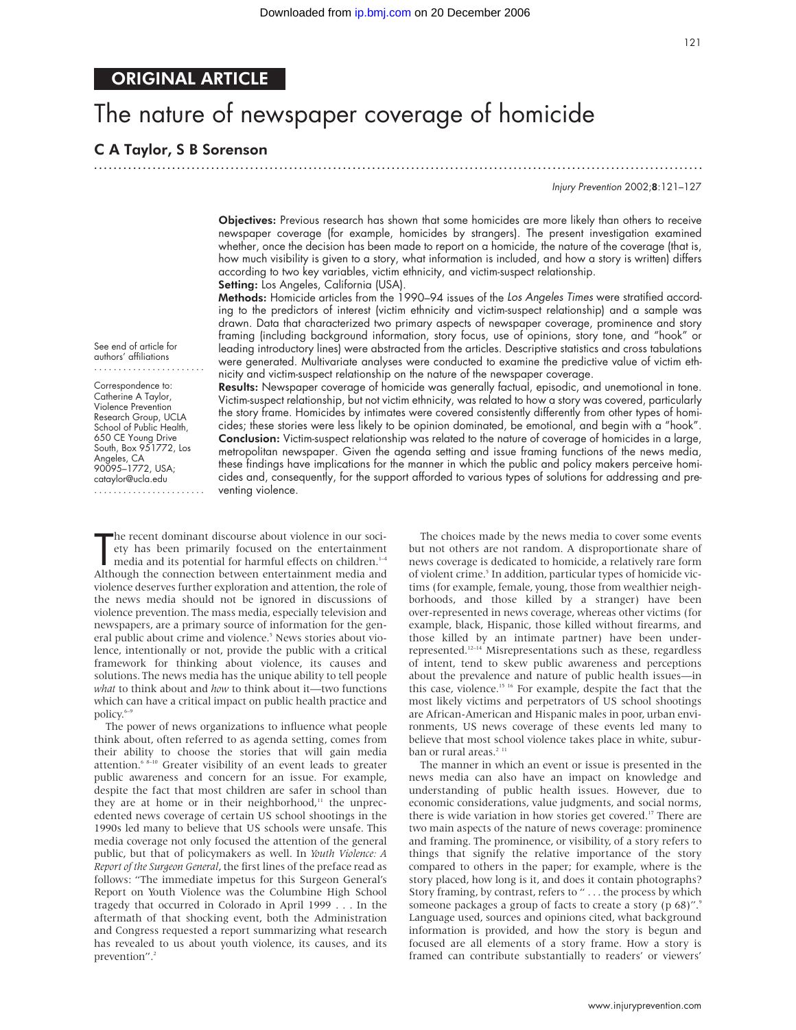# ORIGINAL ARTICLE

# The nature of newspaper coverage of homicide

## C A Taylor, S B Sorenson

**Objectives:** Previous research has shown that some homicides are more likely than others to receive newspaper coverage (for example, homicides by strangers). The present investigation examined whether, once the decision has been made to report on a homicide, the nature of the coverage (that is, how much visibility is given to a story, what information is included, and how a story is written) differs according to two key variables, victim ethnicity, and victim-suspect relationship.

**Setting:** Los Angeles, California (USA).

**Methods:** Homicide articles from the 1990–94 issues of the *Los Angeles Times* were stratified according to the predictors of interest (victim ethnicity and victim-suspect relationship) and a sample was drawn. Data that characterized two primary aspects of newspaper coverage, prominence and story framing (including background information, story focus, use of opinions, story tone, and "hook" or leading introductory lines) were abstracted from the articles. Descriptive statistics and cross tabulations were generated. Multivariate analyses were conducted to examine the predictive value of victim ethnicity and victim-suspect relationship on the nature of the newspaper coverage.

**Results:** Newspaper coverage of homicide was generally factual, episodic, and unemotional in tone. Victim-suspect relationship, but not victim ethnicity, was related to how a story was covered, particularly the story frame. Homicides by intimates were covered consistently differently from other types of homicides; these stories were less likely to be opinion dominated, be emotional, and begin with a "hook".

**Conclusion:** Victim-suspect relationship was related to the nature of coverage of homicides in a large, metropolitan newspaper. Given the agenda setting and issue framing functions of the news media, these findings have implications for the manner in which the public and policy makers perceive homicides and, consequently, for the support afforded to various types of solutions for addressing and preventing violence.

See end of article for authors' affiliations

Correspondence to: Catherine A Taylor, Violence Prevention Research Group, UCLA School of Public Health, 650 CE Young Drive South, Box 951772, Los Angeles, CA 90095–1772, USA; cataylor@ucla.edu

The recent dominant discourse about violence in our society has been primarily focused on the entertainment media and its potential for harmful effects on children.[1–4] Although the connection between entertainment media and violence deserves further exploration and attention, the role of the news media should not be ignored in discussions of violence prevention. The mass media, especially television and newspapers, are a primary source of information for the general public about crime and violence.[5] News stories about violence, intentionally or not, provide the public with a critical framework for thinking about violence, its causes and solutions. The news media has the unique ability to tell people *what* to think about and *how* to think about it—two functions which can have a critical impact on public health practice and policy.[6–9]

The power of news organizations to influence what people think about, often referred to as agenda setting, comes from their ability to choose the stories that will gain media attention.[6 8–10] Greater visibility of an event leads to greater public awareness and concern for an issue. For example, despite the fact that most children are safer in school than they are at home or in their neighborhood,[11] the unprecedented news coverage of certain US school shootings in the 1990s led many to believe that US schools were unsafe. This media coverage not only focused the attention of the general public, but that of policymakers as well. In *Youth Violence: A Report of the Surgeon General*, the first lines of the preface read as follows: "The immediate impetus for this Surgeon General's Report on Youth Violence was the Columbine High School tragedy that occurred in Colorado in April 1999 . . . In the aftermath of that shocking event, both the Administration and Congress requested a report summarizing what research has revealed to us about youth violence, its causes, and its prevention".[2]

The choices made by the news media to cover some events but not others are not random. A disproportionate share of news coverage is dedicated to homicide, a relatively rare form of violent crime.[5] In addition, particular types of homicide victims (for example, female, young, those from wealthier neighborhoods, and those killed by a stranger) have been over-represented in news coverage, whereas other victims (for example, black, Hispanic, those killed without firearms, and those killed by an intimate partner) have been under-represented.[12–14] Misrepresentations such as these, regardless of intent, tend to skew public awareness and perceptions about the prevalence and nature of public health issues—in this case, violence.[15 16] For example, despite the fact that the most likely victims and perpetrators of US school shootings are African-American and Hispanic males in poor, urban environments, US news coverage of these events led many to believe that most school violence takes place in white, suburban or rural areas.[2 11]

The manner in which an event or issue is presented in the news media can also have an impact on knowledge and understanding of public health issues. However, due to economic considerations, value judgments, and social norms, there is wide variation in how stories get covered.[17] There are two main aspects of the nature of news coverage: prominence and framing. The prominence, or visibility, of a story refers to things that signify the relative importance of the story compared to others in the paper; for example, where is the story placed, how long is it, and does it contain photographs? Story framing, by contrast, refers to " . . . the process by which someone packages a group of facts to create a story (p 68)".[9] Language used, sources and opinions cited, what background information is provided, and how the story is begun and focused are all elements of a story frame. How a story is framed can contribute substantially to readers' or viewers'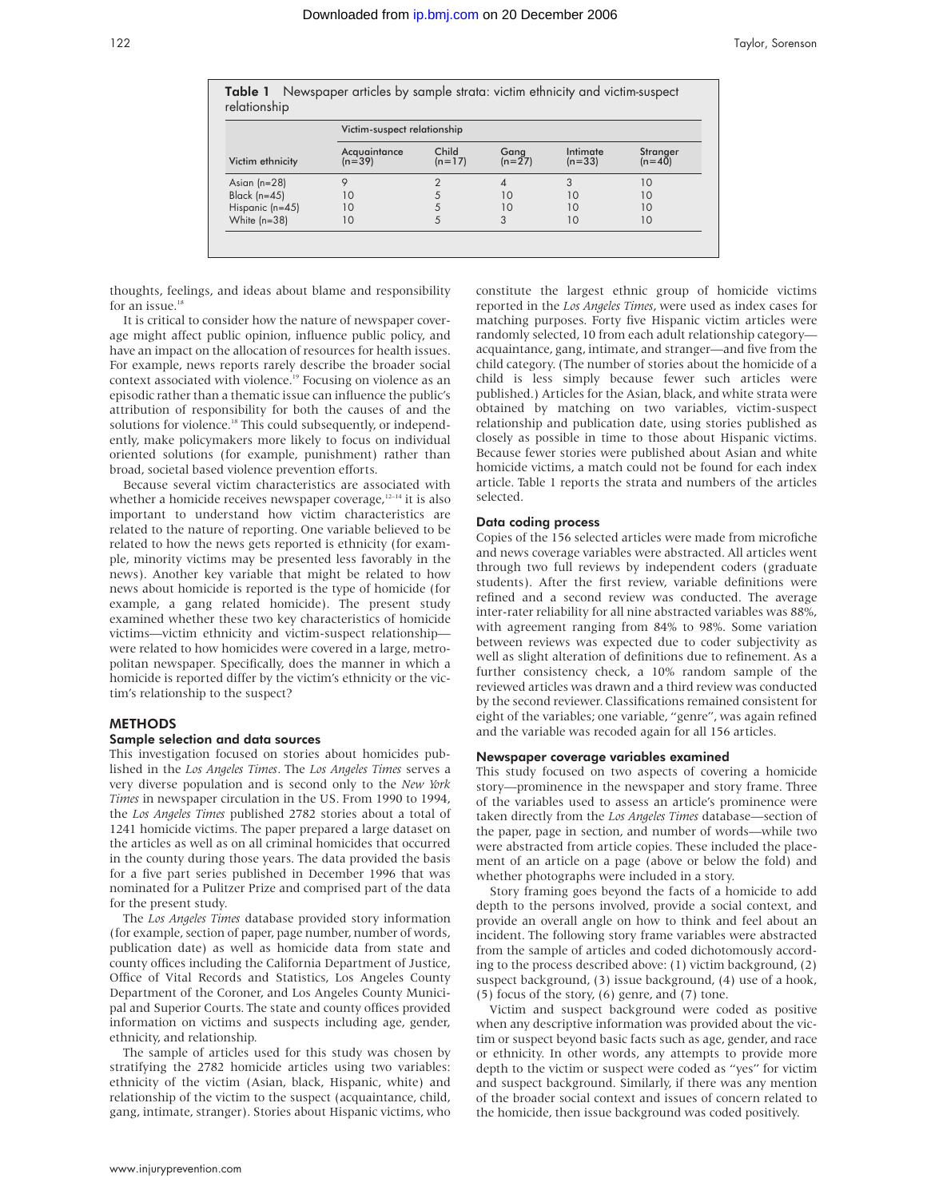**Table 1** Newspaper articles by sample strata: victim ethnicity and victim-suspect relationship

| Victim ethnicity | Victim-suspect relationship | | | | |
|---|---|---|---|---|---|
| | Acquaintance (n=39) | Child (n=17) | Gang (n=27) | Intimate (n=33) | Stranger (n=40) |
| Asian (n=28) | 9 | 2 | 4 | 3 | 10 |
| Black (n=45) | 10 | 5 | 10 | 10 | 10 |
| Hispanic (n=45) | 10 | 5 | 10 | 10 | 10 |
| White (n=38) | 10 | 5 | 3 | 10 | 10 |

thoughts, feelings, and ideas about blame and responsibility for an issue.[18]

It is critical to consider how the nature of newspaper coverage might affect public opinion, influence public policy, and have an impact on the allocation of resources for health issues. For example, news reports rarely describe the broader social context associated with violence.[19] Focusing on violence as an episodic rather than a thematic issue can influence the public's attribution of responsibility for both the causes of and the solutions for violence.[18] This could subsequently, or independently, make policymakers more likely to focus on individual oriented solutions (for example, punishment) rather than broad, societal based violence prevention efforts.

Because several victim characteristics are associated with whether a homicide receives newspaper coverage,[12–14] it is also important to understand how victim characteristics are related to the nature of reporting. One variable believed to be related to how the news gets reported is ethnicity (for example, minority victims may be presented less favorably in the news). Another key variable that might be related to how news about homicide is reported is the type of homicide (for example, a gang related homicide). The present study examined whether these two key characteristics of homicide victims—victim ethnicity and victim-suspect relationship—were related to how homicides were covered in a large, metropolitan newspaper. Specifically, does the manner in which a homicide is reported differ by the victim's ethnicity or the victim's relationship to the suspect?

## METHODS

### Sample selection and data sources

This investigation focused on stories about homicides published in the *Los Angeles Times*. The *Los Angeles Times* serves a very diverse population and is second only to the *New York Times* in newspaper circulation in the US. From 1990 to 1994, the *Los Angeles Times* published 2782 stories about a total of 1241 homicide victims. The paper prepared a large dataset on the articles as well as on all criminal homicides that occurred in the county during those years. The data provided the basis for a five part series published in December 1996 that was nominated for a Pulitzer Prize and comprised part of the data for the present study.

The *Los Angeles Times* database provided story information (for example, section of paper, page number, number of words, publication date) as well as homicide data from state and county offices including the California Department of Justice, Office of Vital Records and Statistics, Los Angeles County Department of the Coroner, and Los Angeles County Municipal and Superior Courts. The state and county offices provided information on victims and suspects including age, gender, ethnicity, and relationship.

The sample of articles used for this study was chosen by stratifying the 2782 homicide articles using two variables: ethnicity of the victim (Asian, black, Hispanic, white) and relationship of the victim to the suspect (acquaintance, child, gang, intimate, stranger). Stories about Hispanic victims, who constitute the largest ethnic group of homicide victims reported in the *Los Angeles Times*, were used as index cases for matching purposes. Forty five Hispanic victim articles were randomly selected, 10 from each adult relationship category—acquaintance, gang, intimate, and stranger—and five from the child category. (The number of stories about the homicide of a child is less simply because fewer such articles were published.) Articles for the Asian, black, and white strata were obtained by matching on two variables, victim-suspect relationship and publication date, using stories published as closely as possible in time to those about Hispanic victims. Because fewer stories were published about Asian and white homicide victims, a match could not be found for each index article. Table 1 reports the strata and numbers of the articles selected.

### Data coding process

Copies of the 156 selected articles were made from microfiche and news coverage variables were abstracted. All articles went through two full reviews by independent coders (graduate students). After the first review, variable definitions were refined and a second review was conducted. The average inter-rater reliability for all nine abstracted variables was 88%, with agreement ranging from 84% to 98%. Some variation between reviews was expected due to coder subjectivity as well as slight alteration of definitions due to refinement. As a further consistency check, a 10% random sample of the reviewed articles was drawn and a third review was conducted by the second reviewer. Classifications remained consistent for eight of the variables; one variable, "genre", was again refined and the variable was recoded again for all 156 articles.

### Newspaper coverage variables examined

This study focused on two aspects of covering a homicide story—prominence in the newspaper and story frame. Three of the variables used to assess an article's prominence were taken directly from the *Los Angeles Times* database—section of the paper, page in section, and number of words—while two were abstracted from article copies. These included the placement of an article on a page (above or below the fold) and whether photographs were included in a story.

Story framing goes beyond the facts of a homicide to add depth to the persons involved, provide a social context, and provide an overall angle on how to think and feel about an incident. The following story frame variables were abstracted from the sample of articles and coded dichotomously according to the process described above: (1) victim background, (2) suspect background, (3) issue background, (4) use of a hook, (5) focus of the story, (6) genre, and (7) tone.

Victim and suspect background were coded as positive when any descriptive information was provided about the victim or suspect beyond basic facts such as age, gender, and race or ethnicity. In other words, any attempts to provide more depth to the victim or suspect were coded as "yes" for victim and suspect background. Similarly, if there was any mention of the broader social context and issues of concern related to the homicide, then issue background was coded positively.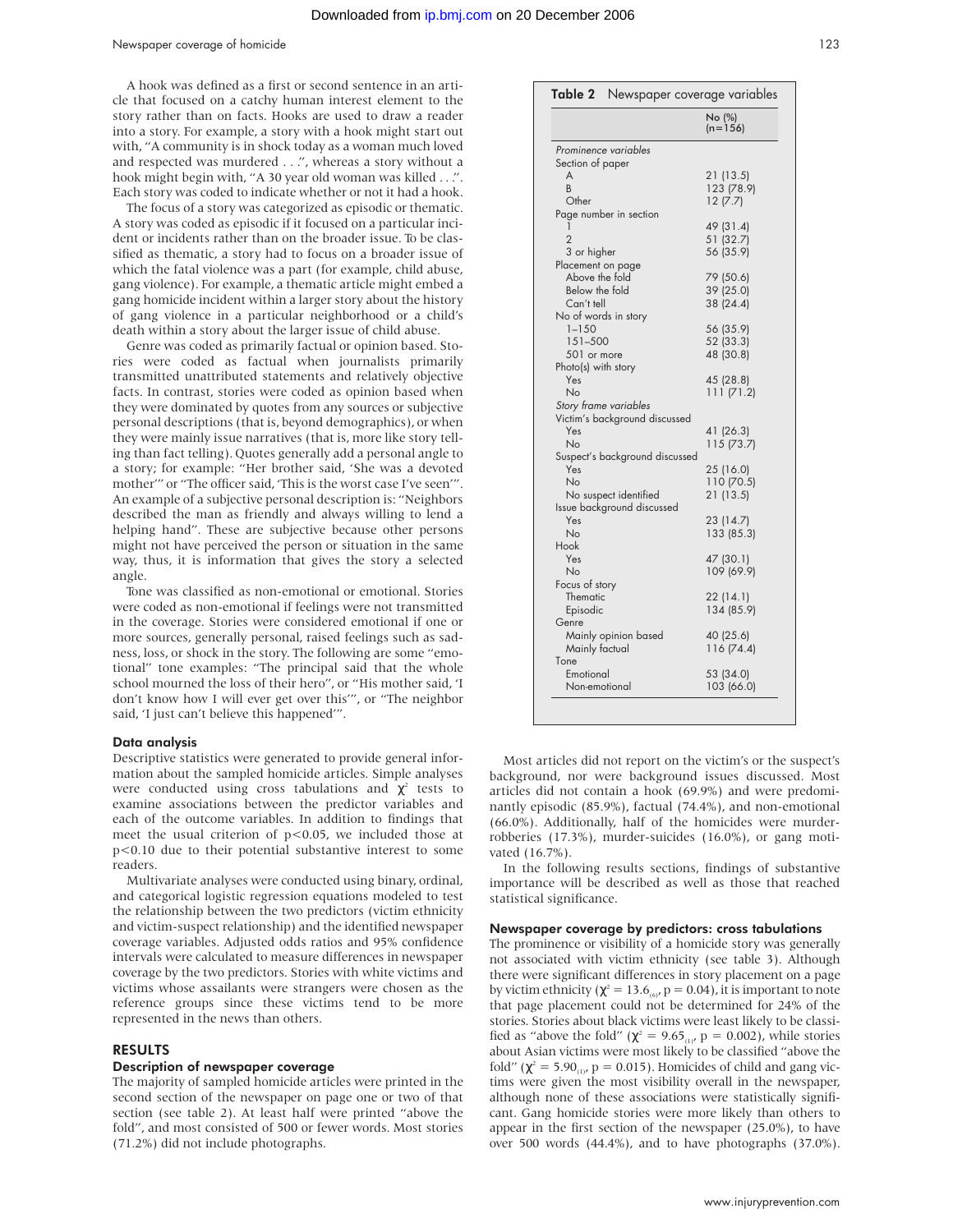A hook was defined as a first or second sentence in an article that focused on a catchy human interest element to the story rather than on facts. Hooks are used to draw a reader into a story. For example, a story with a hook might start out with, "A community is in shock today as a woman much loved and respected was murdered . . .", whereas a story without a hook might begin with, "A 30 year old woman was killed . . .". Each story was coded to indicate whether or not it had a hook.

The focus of a story was categorized as episodic or thematic. A story was coded as episodic if it focused on a particular incident or incidents rather than on the broader issue. To be classified as thematic, a story had to focus on a broader issue of which the fatal violence was a part (for example, child abuse, gang violence). For example, a thematic article might embed a gang homicide incident within a larger story about the history of gang violence in a particular neighborhood or a child's death within a story about the larger issue of child abuse.

Genre was coded as primarily factual or opinion based. Stories were coded as factual when journalists primarily transmitted unattributed statements and relatively objective facts. In contrast, stories were coded as opinion based when they were dominated by quotes from any sources or subjective personal descriptions (that is, beyond demographics), or when they were mainly issue narratives (that is, more like story telling than fact telling). Quotes generally add a personal angle to a story; for example: "Her brother said, 'She was a devoted mother'" or "The officer said, 'This is the worst case I've seen'". An example of a subjective personal description is: "Neighbors described the man as friendly and always willing to lend a helping hand". These are subjective because other persons might not have perceived the person or situation in the same way, thus, it is information that gives the story a selected angle.

Tone was classified as non-emotional or emotional. Stories were coded as non-emotional if feelings were not transmitted in the coverage. Stories were considered emotional if one or more sources, generally personal, raised feelings such as sadness, loss, or shock in the story. The following are some "emotional" tone examples: "The principal said that the whole school mourned the loss of their hero", or "His mother said, 'I don't know how I will ever get over this'", or "The neighbor said, 'I just can't believe this happened'".

### Data analysis

Descriptive statistics were generated to provide general information about the sampled homicide articles. Simple analyses were conducted using cross tabulations and $\chi^2$ tests to examine associations between the predictor variables and each of the outcome variables. In addition to findings that meet the usual criterion of $p<0.05$, we included those at $p<0.10$ due to their potential substantive interest to some readers.

Multivariate analyses were conducted using binary, ordinal, and categorical logistic regression equations modeled to test the relationship between the two predictors (victim ethnicity and victim-suspect relationship) and the identified newspaper coverage variables. Adjusted odds ratios and 95% confidence intervals were calculated to measure differences in newspaper coverage by the two predictors. Stories with white victims and victims whose assailants were strangers were chosen as the reference groups since these victims tend to be more represented in the news than others.

**Table 2** Newspaper coverage variables

| | No (%) (n=156) |
|---|---|
| *Prominence variables* | |
| Section of paper | |
| A | 21 (13.5) |
| B | 123 (78.9) |
| Other | 12 (7.7) |
| Page number in section | |
| 1 | 49 (31.4) |
| 2 | 51 (32.7) |
| 3 or higher | 56 (35.9) |
| Placement on page | |
| Above the fold | 79 (50.6) |
| Below the fold | 39 (25.0) |
| Can't tell | 38 (24.4) |
| No of words in story | |
| 1–150 | 56 (35.9) |
| 151–500 | 52 (33.3) |
| 501 or more | 48 (30.8) |
| Photo(s) with story | |
| Yes | 45 (28.8) |
| No | 111 (71.2) |
| *Story frame variables* | |
| Victim's background discussed | |
| Yes | 41 (26.3) |
| No | 115 (73.7) |
| Suspect's background discussed | |
| Yes | 25 (16.0) |
| No | 110 (70.5) |
| No suspect identified | 21 (13.5) |
| Issue background discussed | |
| Yes | 23 (14.7) |
| No | 133 (85.3) |
| Hook | |
| Yes | 47 (30.1) |
| No | 109 (69.9) |
| Focus of story | |
| Thematic | 22 (14.1) |
| Episodic | 134 (85.9) |
| Genre | |
| Mainly opinion based | 40 (25.6) |
| Mainly factual | 116 (74.4) |
| Tone | |
| Emotional | 53 (34.0) |
| Non-emotional | 103 (66.0) |

## RESULTS

### Description of newspaper coverage

The majority of sampled homicide articles were printed in the second section of the newspaper on page one or two of that section (see table 2). At least half were printed "above the fold", and most consisted of 500 or fewer words. Most stories (71.2%) did not include photographs.

Most articles did not report on the victim's or the suspect's background, nor were background issues discussed. Most articles did not contain a hook (69.9%) and were predominantly episodic (85.9%), factual (74.4%), and non-emotional (66.0%). Additionally, half of the homicides were murder-robberies (17.3%), murder-suicides (16.0%), or gang motivated (16.7%).

In the following results sections, findings of substantive importance will be described as well as those that reached statistical significance.

### Newspaper coverage by predictors: cross tabulations

The prominence or visibility of a homicide story was generally not associated with victim ethnicity (see table 3). Although there were significant differences in story placement on a page by victim ethnicity ($\chi^2 = 13.6_{(6)}$, $p = 0.04$), it is important to note that page placement could not be determined for 24% of the stories. Stories about black victims were least likely to be classified as "above the fold" ($\chi^2 = 9.65_{(1)}$, $p = 0.002$), while stories about Asian victims were most likely to be classified "above the fold" ($\chi^2 = 5.90_{(1)}$, $p = 0.015$). Homicides of child and gang victims were given the most visibility overall in the newspaper, although none of these associations were statistically significant. Gang homicide stories were more likely than others to appear in the first section of the newspaper (25.0%), to have over 500 words (44.4%), and to have photographs (37.0%).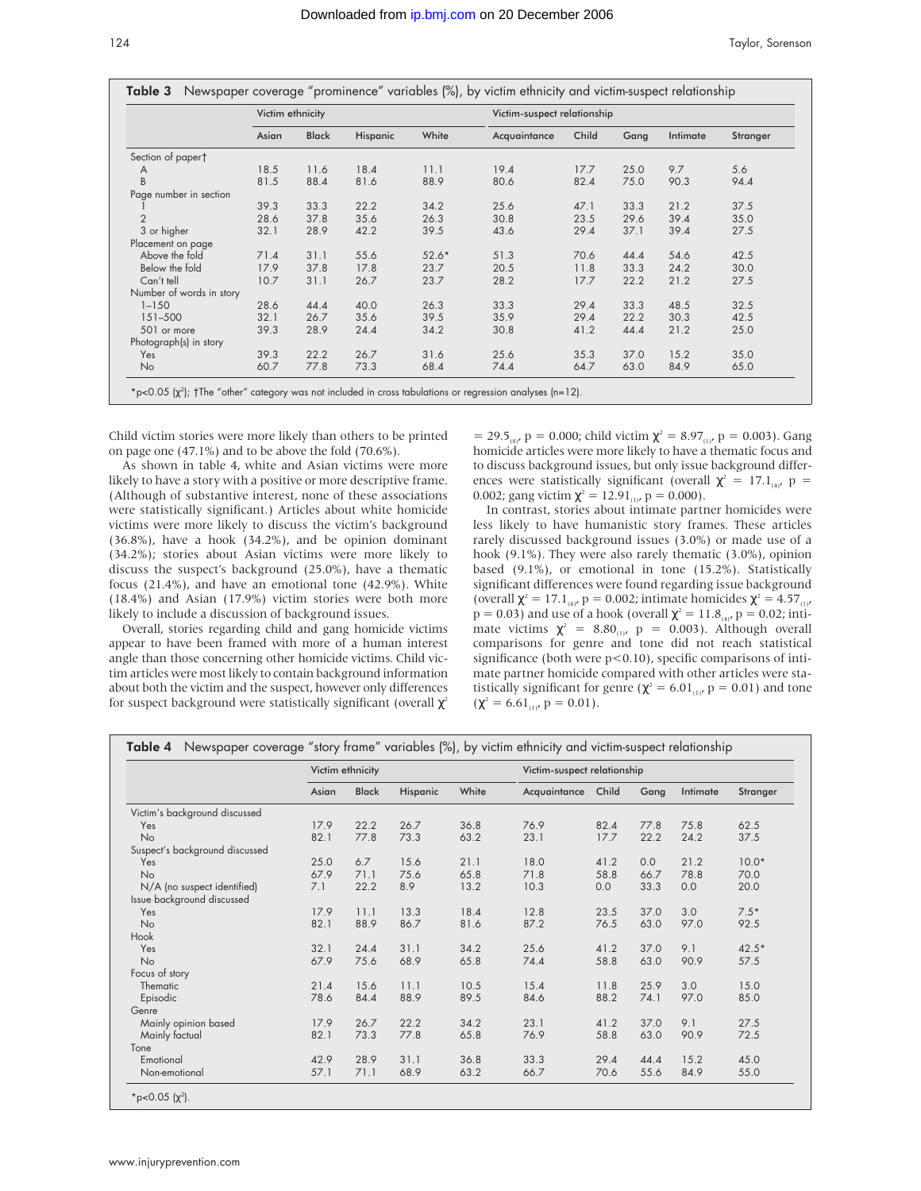**Table 3** Newspaper coverage "prominence" variables (%), by victim ethnicity and victim-suspect relationship

| | Victim ethnicity | | | | Victim-suspect relationship | | | | |
|---|---|---|---|---|---|---|---|---|---|
| | Asian | Black | Hispanic | White | Acquaintance | Child | Gang | Intimate | Stranger |
| Section of paper† | | | | | | | | | |
| A | 18.5 | 11.6 | 18.4 | 11.1 | 19.4 | 17.7 | 25.0 | 9.7 | 5.6 |
| B | 81.5 | 88.4 | 81.6 | 88.9 | 80.6 | 82.4 | 75.0 | 90.3 | 94.4 |
| Page number in section | | | | | | | | | |
| 1 | 39.3 | 33.3 | 22.2 | 34.2 | 25.6 | 47.1 | 33.3 | 21.2 | 37.5 |
| 2 | 28.6 | 37.8 | 35.6 | 26.3 | 30.8 | 23.5 | 29.6 | 39.4 | 35.0 |
| 3 or higher | 32.1 | 28.9 | 42.2 | 39.5 | 43.6 | 29.4 | 37.1 | 39.4 | 27.5 |
| Placement on page | | | | | | | | | |
| Above the fold | 71.4 | 31.1 | 55.6 | 52.6* | 51.3 | 70.6 | 44.4 | 54.6 | 42.5 |
| Below the fold | 17.9 | 37.8 | 17.8 | 23.7 | 20.5 | 11.8 | 33.3 | 24.2 | 30.0 |
| Can't tell | 10.7 | 31.1 | 26.7 | 23.7 | 28.2 | 17.7 | 22.2 | 21.2 | 27.5 |
| Number of words in story | | | | | | | | | |
| 1–150 | 28.6 | 44.4 | 40.0 | 26.3 | 33.3 | 29.4 | 33.3 | 48.5 | 32.5 |
| 151–500 | 32.1 | 26.7 | 35.6 | 39.5 | 35.9 | 29.4 | 22.2 | 30.3 | 42.5 |
| 501 or more | 39.3 | 28.9 | 24.4 | 34.2 | 30.8 | 41.2 | 44.4 | 21.2 | 25.0 |
| Photograph(s) in story | | | | | | | | | |
| Yes | 39.3 | 22.2 | 26.7 | 31.6 | 25.6 | 35.3 | 37.0 | 15.2 | 35.0 |
| No | 60.7 | 77.8 | 73.3 | 68.4 | 74.4 | 64.7 | 63.0 | 84.9 | 65.0 |

*$p<0.05$ ($\chi^2$); †The "other" category was not included in cross tabulations or regression analyses (n=12).

Child victim stories were more likely than others to be printed on page one (47.1%) and to be above the fold (70.6%).

As shown in table 4, white and Asian victims were more likely to have a story with a positive or more descriptive frame. (Although of substantive interest, none of these associations were statistically significant.) Articles about white homicide victims were more likely to discuss the victim's background (36.8%), have a hook (34.2%), and be opinion dominant (34.2%); stories about Asian victims were more likely to discuss the suspect's background (25.0%), have a thematic focus (21.4%), and have an emotional tone (42.9%). White (18.4%) and Asian (17.9%) victim stories were both more likely to include a discussion of background issues.

Overall, stories regarding child and gang homicide victims appear to have been framed with more of a human interest angle than those concerning other homicide victims. Child victim articles were most likely to contain background information about both the victim and the suspect, however only differences for suspect background were statistically significant (overall $\chi^2 = 29.5_{(8)}$, p = 0.000; child victim $\chi^2 = 8.97_{(1)}$, p = 0.003). Gang homicide articles were more likely to have a thematic focus and to discuss background issues, but only issue background differences were statistically significant (overall $\chi^2 = 17.1_{(4)}$, p = 0.002; gang victim $\chi^2 = 12.91_{(1)}$, p = 0.000).

In contrast, stories about intimate partner homicides were less likely to have humanistic story frames. These articles rarely discussed background issues (3.0%) or made use of a hook (9.1%). They were also rarely thematic (3.0%), opinion based (9.1%), or emotional in tone (15.2%). Statistically significant differences were found regarding issue background (overall $\chi^2 = 17.1_{(4)}$, p = 0.002; intimate homicides $\chi^2 = 4.57_{(1)}$, p = 0.03) and use of a hook (overall $\chi^2 = 11.8_{(4)}$, p = 0.02; intimate victims $\chi^2 = 8.80_{(1)}$, p = 0.003). Although overall comparisons for genre and tone did not reach statistical significance (both were $p<0.10$), specific comparisons of intimate partner homicide compared with other articles were statistically significant for genre ($\chi^2 = 6.01_{(1)}$, p = 0.01) and tone ($\chi^2 = 6.61_{(1)}$, p = 0.01).

**Table 4** Newspaper coverage "story frame" variables (%), by victim ethnicity and victim-suspect relationship

| | Victim ethnicity | | | | Victim-suspect relationship | | | | |
|---|---|---|---|---|---|---|---|---|---|
| | Asian | Black | Hispanic | White | Acquaintance | Child | Gang | Intimate | Stranger |
| Victim's background discussed | | | | | | | | | |
| Yes | 17.9 | 22.2 | 26.7 | 36.8 | 76.9 | 82.4 | 77.8 | 75.8 | 62.5 |
| No | 82.1 | 77.8 | 73.3 | 63.2 | 23.1 | 17.7 | 22.2 | 24.2 | 37.5 |
| Suspect's background discussed | | | | | | | | | |
| Yes | 25.0 | 6.7 | 15.6 | 21.1 | 18.0 | 41.2 | 0.0 | 21.2 | 10.0* |
| No | 67.9 | 71.1 | 75.6 | 65.8 | 71.8 | 58.8 | 66.7 | 78.8 | 70.0 |
| N/A (no suspect identified) | 7.1 | 22.2 | 8.9 | 13.2 | 10.3 | 0.0 | 33.3 | 0.0 | 20.0 |
| Issue background discussed | | | | | | | | | |
| Yes | 17.9 | 11.1 | 13.3 | 18.4 | 12.8 | 23.5 | 37.0 | 3.0 | 7.5* |
| No | 82.1 | 88.9 | 86.7 | 81.6 | 87.2 | 76.5 | 63.0 | 97.0 | 92.5 |
| Hook | | | | | | | | | |
| Yes | 32.1 | 24.4 | 31.1 | 34.2 | 25.6 | 41.2 | 37.0 | 9.1 | 42.5* |
| No | 67.9 | 75.6 | 68.9 | 65.8 | 74.4 | 58.8 | 63.0 | 90.9 | 57.5 |
| Focus of story | | | | | | | | | |
| Thematic | 21.4 | 15.6 | 11.1 | 10.5 | 15.4 | 11.8 | 25.9 | 3.0 | 15.0 |
| Episodic | 78.6 | 84.4 | 88.9 | 89.5 | 84.6 | 88.2 | 74.1 | 97.0 | 85.0 |
| Genre | | | | | | | | | |
| Mainly opinion based | 17.9 | 26.7 | 22.2 | 34.2 | 23.1 | 41.2 | 37.0 | 9.1 | 27.5 |
| Mainly factual | 82.1 | 73.3 | 77.8 | 65.8 | 76.9 | 58.8 | 63.0 | 90.9 | 72.5 |
| Tone | | | | | | | | | |
| Emotional | 42.9 | 28.9 | 31.1 | 36.8 | 33.3 | 29.4 | 44.4 | 15.2 | 45.0 |
| Non-emotional | 57.1 | 71.1 | 68.9 | 63.2 | 66.7 | 70.6 | 55.6 | 84.9 | 55.0 |

*$p<0.05$ ($\chi^2$).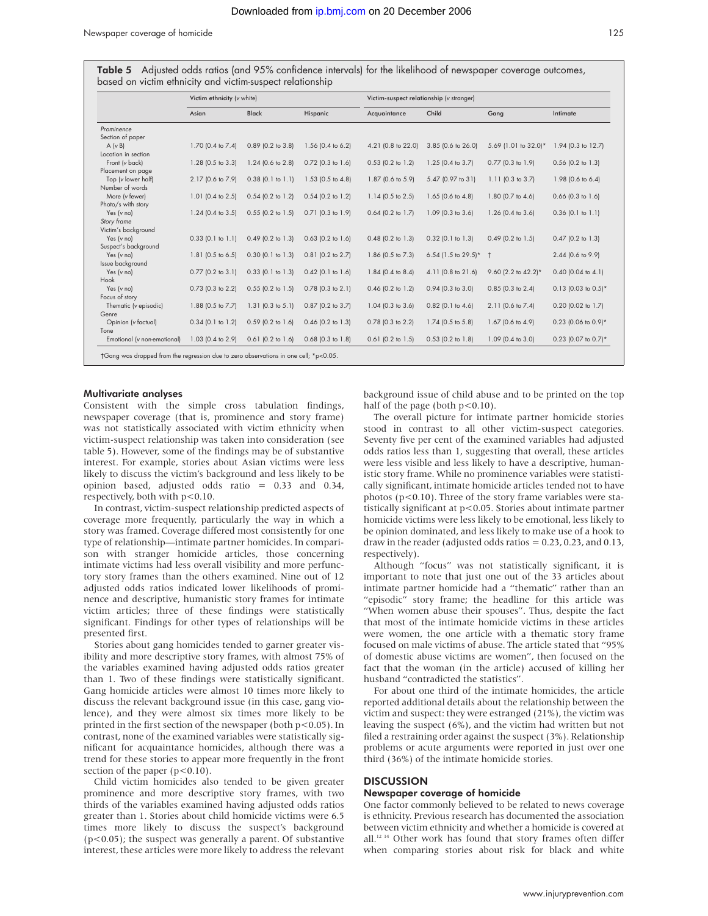**Table 5** Adjusted odds ratios (and 95% confidence intervals) for the likelihood of newspaper coverage outcomes, based on victim ethnicity and victim-suspect relationship

| | Victim ethnicity (v white) | | | Victim-suspect relationship (v stranger) | | | |
|---|---|---|---|---|---|---|---|
| | Asian | Black | Hispanic | Acquaintance | Child | Gang | Intimate |
| *Prominence* | | | | | | | |
| Section of paper | | | | | | | |
| A (v B) | 1.70 (0.4 to 7.4) | 0.89 (0.2 to 3.8) | 1.56 (0.4 to 6.2) | 4.21 (0.8 to 22.0) | 3.85 (0.6 to 26.0) | 5.69 (1.01 to 32.0)* | 1.94 (0.3 to 12.7) |
| Location in section | | | | | | | |
| Front (v back) | 1.28 (0.5 to 3.3) | 1.24 (0.6 to 2.8) | 0.72 (0.3 to 1.6) | 0.53 (0.2 to 1.2) | 1.25 (0.4 to 3.7) | 0.77 (0.3 to 1.9) | 0.56 (0.2 to 1.3) |
| Placement on page | | | | | | | |
| Top (v lower half) | 2.17 (0.6 to 7.9) | 0.38 (0.1 to 1.1) | 1.53 (0.5 to 4.8) | 1.87 (0.6 to 5.9) | 5.47 (0.97 to 31) | 1.11 (0.3 to 3.7) | 1.98 (0.6 to 6.4) |
| Number of words | | | | | | | |
| More (v fewer) | 1.01 (0.4 to 2.5) | 0.54 (0.2 to 1.2) | 0.54 (0.2 to 1.2) | 1.14 (0.5 to 2.5) | 1.65 (0.6 to 4.8) | 1.80 (0.7 to 4.6) | 0.66 (0.3 to 1.6) |
| Photo/s with story | | | | | | | |
| Yes (v no) | 1.24 (0.4 to 3.5) | 0.55 (0.2 to 1.5) | 0.71 (0.3 to 1.9) | 0.64 (0.2 to 1.7) | 1.09 (0.3 to 3.6) | 1.26 (0.4 to 3.6) | 0.36 (0.1 to 1.1) |
| *Story frame* | | | | | | | |
| Victim's background | | | | | | | |
| Yes (v no) | 0.33 (0.1 to 1.1) | 0.49 (0.2 to 1.3) | 0.63 (0.2 to 1.6) | 0.48 (0.2 to 1.3) | 0.32 (0.1 to 1.3) | 0.49 (0.2 to 1.5) | 0.47 (0.2 to 1.3) |
| Suspect's background | | | | | | | |
| Yes (v no) | 1.81 (0.5 to 6.5) | 0.30 (0.1 to 1.3) | 0.81 (0.2 to 2.7) | 1.86 (0.5 to 7.3) | 6.54 (1.5 to 29.5)* | † | 2.44 (0.6 to 9.9) |
| Issue background | | | | | | | |
| Yes (v no) | 0.77 (0.2 to 3.1) | 0.33 (0.1 to 1.3) | 0.42 (0.1 to 1.6) | 1.84 (0.4 to 8.4) | 4.11 (0.8 to 21.6) | 9.60 (2.2 to 42.2)* | 0.40 (0.04 to 4.1) |
| Hook | | | | | | | |
| Yes (v no) | 0.73 (0.3 to 2.2) | 0.55 (0.2 to 1.5) | 0.78 (0.3 to 2.1) | 0.46 (0.2 to 1.2) | 0.94 (0.3 to 3.0) | 0.85 (0.3 to 2.4) | 0.13 (0.03 to 0.5)* |
| Focus of story | | | | | | | |
| Thematic (v episodic) | 1.88 (0.5 to 7.7) | 1.31 (0.3 to 5.1) | 0.87 (0.2 to 3.7) | 1.04 (0.3 to 3.6) | 0.82 (0.1 to 4.6) | 2.11 (0.6 to 7.4) | 0.20 (0.02 to 1.7) |
| Genre | | | | | | | |
| Opinion (v factual) | 0.34 (0.1 to 1.2) | 0.59 (0.2 to 1.6) | 0.46 (0.2 to 1.3) | 0.78 (0.3 to 2.2) | 1.74 (0.5 to 5.8) | 1.67 (0.6 to 4.9) | 0.23 (0.06 to 0.9)* |
| Tone | | | | | | | |
| Emotional (v non-emotional) | 1.03 (0.4 to 2.9) | 0.61 (0.2 to 1.6) | 0.68 (0.3 to 1.8) | 0.61 (0.2 to 1.5) | 0.53 (0.2 to 1.8) | 1.09 (0.4 to 3.0) | 0.23 (0.07 to 0.7)* |

†Gang was dropped from the regression due to zero observations in one cell; *p<0.05.

### Multivariate analyses

Consistent with the simple cross tabulation findings, newspaper coverage (that is, prominence and story frame) was not statistically associated with victim ethnicity when victim-suspect relationship was taken into consideration (see table 5). However, some of the findings may be of substantive interest. For example, stories about Asian victims were less likely to discuss the victim's background and less likely to be opinion based, adjusted odds ratio = 0.33 and 0.34, respectively, both with $p<0.10$.

In contrast, victim-suspect relationship predicted aspects of coverage more frequently, particularly the way in which a story was framed. Coverage differed most consistently for one type of relationship—intimate partner homicides. In comparison with stranger homicide articles, those concerning intimate victims had less overall visibility and more perfunctory story frames than the others examined. Nine out of 12 adjusted odds ratios indicated lower likelihoods of prominence and descriptive, humanistic story frames for intimate victim articles; three of these findings were statistically significant. Findings for other types of relationships will be presented first.

Stories about gang homicides tended to garner greater visibility and more descriptive story frames, with almost 75% of the variables examined having adjusted odds ratios greater than 1. Two of these findings were statistically significant. Gang homicide articles were almost 10 times more likely to discuss the relevant background issue (in this case, gang violence), and they were almost six times more likely to be printed in the first section of the newspaper (both $p<0.05$). In contrast, none of the examined variables were statistically significant for acquaintance homicides, although there was a trend for these stories to appear more frequently in the front section of the paper ($p<0.10$).

Child victim homicides also tended to be given greater prominence and more descriptive story frames, with two thirds of the variables examined having adjusted odds ratios greater than 1. Stories about child homicide victims were 6.5 times more likely to discuss the suspect's background ($p<0.05$); the suspect was generally a parent. Of substantive interest, these articles were more likely to address the relevant background issue of child abuse and to be printed on the top half of the page (both $p<0.10$).

The overall picture for intimate partner homicide stories stood in contrast to all other victim-suspect categories. Seventy five per cent of the examined variables had adjusted odds ratios less than 1, suggesting that overall, these articles were less visible and less likely to have a descriptive, humanistic story frame. While no prominence variables were statistically significant, intimate homicide articles tended not to have photos ($p<0.10$). Three of the story frame variables were statistically significant at $p<0.05$. Stories about intimate partner homicide victims were less likely to be emotional, less likely to be opinion dominated, and less likely to make use of a hook to draw in the reader (adjusted odds ratios = 0.23, 0.23, and 0.13, respectively).

Although "focus" was not statistically significant, it is important to note that just one out of the 33 articles about intimate partner homicide had a "thematic" rather than an "episodic" story frame; the headline for this article was "When women abuse their spouses". Thus, despite the fact that most of the intimate homicide victims in these articles were women, the one article with a thematic story frame focused on male victims of abuse. The article stated that "95% of domestic abuse victims are women", then focused on the fact that the woman (in the article) accused of killing her husband "contradicted the statistics".

For about one third of the intimate homicides, the article reported additional details about the relationship between the victim and suspect: they were estranged (21%), the victim was leaving the suspect (6%), and the victim had written but not filed a restraining order against the suspect (3%). Relationship problems or acute arguments were reported in just over one third (36%) of the intimate homicide stories.

## DISCUSSION

### Newspaper coverage of homicide

One factor commonly believed to be related to news coverage is ethnicity. Previous research has documented the association between victim ethnicity and whether a homicide is covered at all.[12,14] Other work has found that story frames often differ when comparing stories about risk for black and white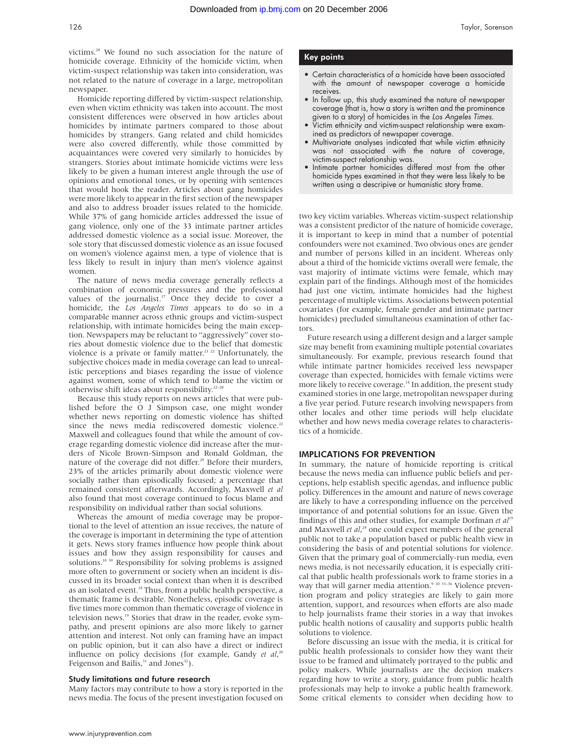victims.[20] We found no such association for the nature of homicide coverage. Ethnicity of the homicide victim, when victim-suspect relationship was taken into consideration, was not related to the nature of coverage in a large, metropolitan newspaper.

Homicide reporting differed by victim-suspect relationship, even when victim ethnicity was taken into account. The most consistent differences were observed in how articles about homicides by intimate partners compared to those about homicides by strangers. Gang related and child homicides were also covered differently, while those committed by acquaintances were covered very similarly to homicides by strangers. Stories about intimate homicide victims were less likely to be given a human interest angle through the use of opinions and emotional tones, or by opening with sentences that would hook the reader. Articles about gang homicides were more likely to appear in the first section of the newspaper and also to address broader issues related to the homicide. While 37% of gang homicide articles addressed the issue of gang violence, only one of the 33 intimate partner articles addressed domestic violence as a social issue. Moreover, the sole story that discussed domestic violence as an issue focused on women's violence against men, a type of violence that is less likely to result in injury than men's violence against women.

The nature of news media coverage generally reflects a combination of economic pressures and the professional values of the journalist.[17] Once they decide to cover a homicide, the *Los Angeles Times* appears to do so in a comparable manner across ethnic groups and victim-suspect relationship, with intimate homicides being the main exception. Newspapers may be reluctant to "aggressively" cover stories about domestic violence due to the belief that domestic violence is a private or family matter.[21,22] Unfortunately, the subjective choices made in media coverage can lead to unrealistic perceptions and biases regarding the issue of violence against women, some of which tend to blame the victim or otherwise shift ideas about responsibility.[22–28]

Because this study reports on news articles that were published before the O J Simpson case, one might wonder whether news reporting on domestic violence has shifted since the news media rediscovered domestic violence.[22] Maxwell and colleagues found that while the amount of coverage regarding domestic violence did increase after the murders of Nicole Brown-Simpson and Ronald Goldman, the nature of the coverage did not differ.[29] Before their murders, 23% of the articles primarily about domestic violence were socially rather than episodically focused; a percentage that remained consistent afterwards. Accordingly, Maxwell *et al* also found that most coverage continued to focus blame and responsibility on individual rather than social solutions.

Whereas the amount of media coverage may be proportional to the level of attention an issue receives, the nature of the coverage is important in determining the type of attention it gets. News story frames influence how people think about issues and how they assign responsibility for causes and solutions.[18,30] Responsibility for solving problems is assigned more often to government or society when an incident is discussed in its broader social context than when it is described as an isolated event.[18] Thus, from a public health perspective, a thematic frame is desirable. Nonetheless, episodic coverage is five times more common than thematic coverage of violence in television news.[19] Stories that draw in the reader, evoke sympathy, and present opinions are also more likely to garner attention and interest. Not only can framing have an impact on public opinion, but it can also have a direct or indirect influence on policy decisions (for example, Gandy *et al*,[20] Feigenson and Bailis,[31] and Jones[32]).

### Study limitations and future research

Many factors may contribute to how a story is reported in the news media. The focus of the present investigation focused on two key victim variables. Whereas victim-suspect relationship was a consistent predictor of the nature of homicide coverage, it is important to keep in mind that a number of potential confounders were not examined. Two obvious ones are gender and number of persons killed in an incident. Whereas only about a third of the homicide victims overall were female, the vast majority of intimate victims were female, which may explain part of the findings. Although most of the homicides had just one victim, intimate homicides had the highest percentage of multiple victims. Associations between potential covariates (for example, female gender and intimate partner homicides) precluded simultaneous examination of other factors.

Future research using a different design and a larger sample size may benefit from examining multiple potential covariates simultaneously. For example, previous research found that while intimate partner homicides received less newspaper coverage than expected, homicides with female victims were more likely to receive coverage.[14] In addition, the present study examined stories in one large, metropolitan newspaper during a five year period. Future research involving newspapers from other locales and other time periods will help elucidate whether and how news media coverage relates to characteristics of a homicide.

## Key points

- Certain characteristics of a homicide have been associated with the amount of newspaper coverage a homicide receives.
- In follow up, this study examined the nature of newspaper coverage (that is, how a story is written and the prominence given to a story) of homicides in the *Los Angeles Times*.
- Victim ethnicity and victim-suspect relationship were examined as predictors of newspaper coverage.
- Multivariate analyses indicated that while victim ethnicity was not associated with the nature of coverage, victim-suspect relationship was.
- Intimate partner homicides differed most from the other homicide types examined in that they were less likely to be written using a descripive or humanistic story frame.

## IMPLICATIONS FOR PREVENTION

In summary, the nature of homicide reporting is critical because the news media can influence public beliefs and perceptions, help establish specific agendas, and influence public policy. Differences in the amount and nature of news coverage are likely to have a corresponding influence on the perceived importance of and potential solutions for an issue. Given the findings of this and other studies, for example Dorfman *et al*[19] and Maxwell *et al*,[29] one could expect members of the general public not to take a population based or public health view in considering the basis of and potential solutions for violence. Given that the primary goal of commercially-run media, even news media, is not necessarily education, it is especially critical that public health professionals work to frame stories in a way that will garner media attention.[9,10,33–36] Violence prevention program and policy strategies are likely to gain more attention, support, and resources when efforts are also made to help journalists frame their stories in a way that invokes public health notions of causality and supports public health solutions to violence.

Before discussing an issue with the media, it is critical for public health professionals to consider how they want their issue to be framed and ultimately portrayed to the public and policy makers. While journalists are the decision makers regarding how to write a story, guidance from public health professionals may help to invoke a public health framework. Some critical elements to consider when deciding how to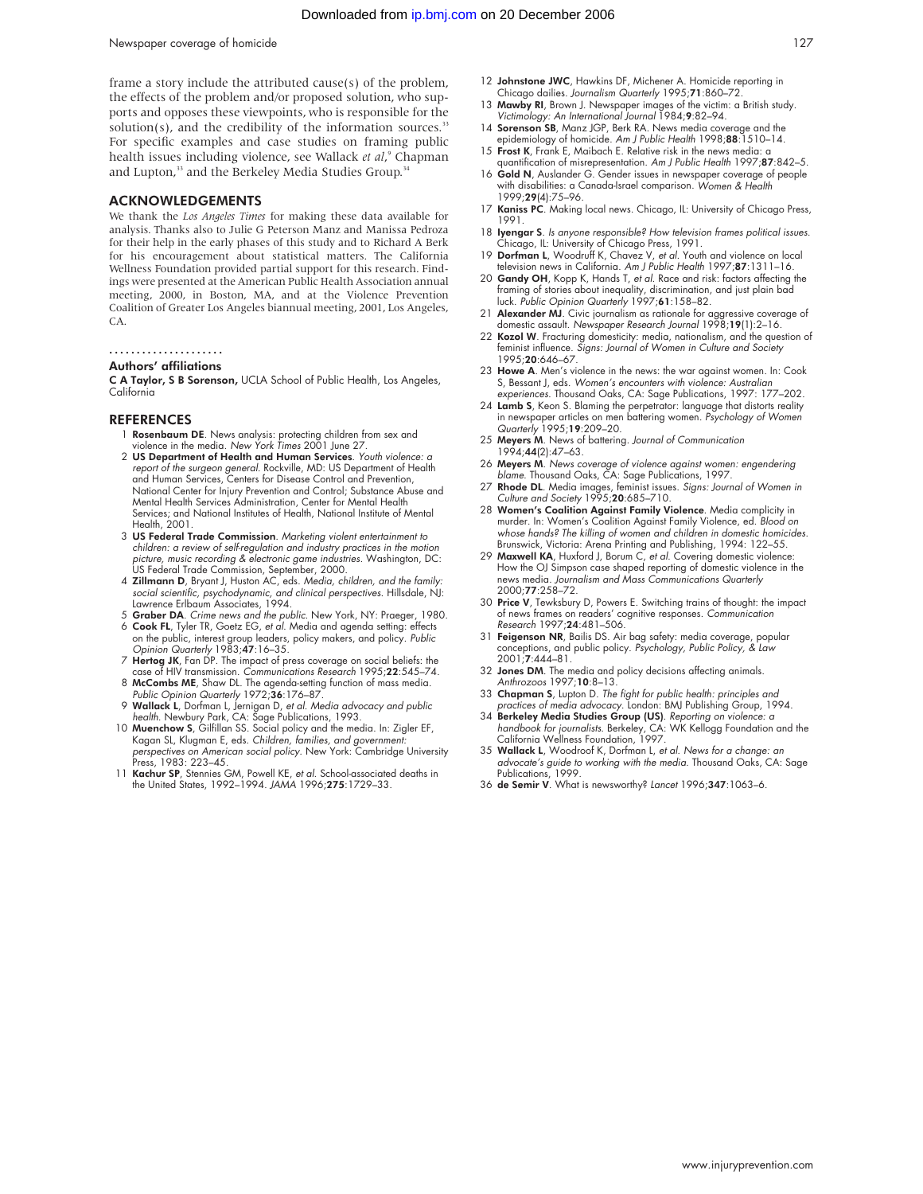frame a story include the attributed cause(s) of the problem, the effects of the problem and/or proposed solution, who supports and opposes these viewpoints, who is responsible for the solution(s), and the credibility of the information sources.[33] For specific examples and case studies on framing public health issues including violence, see Wallack *et al*,[9] Chapman and Lupton,[33] and the Berkeley Media Studies Group.[34]

## ACKNOWLEDGEMENTS

We thank the *Los Angeles Times* for making these data available for analysis. Thanks also to Julie G Peterson Manz and Manissa Pedroza for their help in the early phases of this study and to Richard A Berk for his encouragement about statistical matters. The California Wellness Foundation provided partial support for this research. Findings were presented at the American Public Health Association annual meeting, 2000, in Boston, MA, and at the Violence Prevention Coalition of Greater Los Angeles biannual meeting, 2001, Los Angeles, CA.

### Authors' affiliations

**C A Taylor, S B Sorenson,** UCLA School of Public Health, Los Angeles, California

## REFERENCES

1. **Rosenbaum DE**. News analysis: protecting children from sex and violence in the media. *New York Times* 2001 June 27.
2. **US Department of Health and Human Services**. *Youth violence: a report of the surgeon general*. Rockville, MD: US Department of Health and Human Services, Centers for Disease Control and Prevention, National Center for Injury Prevention and Control; Substance Abuse and Mental Health Services Administration, Center for Mental Health Services; and National Institutes of Health, National Institute of Mental Health, 2001.
3. **US Federal Trade Commission**. *Marketing violent entertainment to children: a review of self-regulation and industry practices in the motion picture, music recording & electronic game industries*. Washington, DC: US Federal Trade Commission, September, 2000.
4. **Zillmann D**, Bryant J, Huston AC, eds. *Media, children, and the family: social scientific, psychodynamic, and clinical perspectives*. Hillsdale, NJ: Lawrence Erlbaum Associates, 1994.
5. **Graber DA**. *Crime news and the public*. New York, NY: Praeger, 1980.
6. **Cook FL**, Tyler TR, Goetz EG, *et al*. Media and agenda setting: effects on the public, interest group leaders, policy makers, and policy. *Public Opinion Quarterly* 1983;**47**:16–35.
7. **Hertog JK**, Fan DP. The impact of press coverage on social beliefs: the case of HIV transmission. *Communications Research* 1995;**22**:545–74.
8. **McCombs ME**, Shaw DL. The agenda-setting function of mass media. *Public Opinion Quarterly* 1972;**36**:176–87.
9. **Wallack L**, Dorfman L, Jernigan D, *et al*. *Media advocacy and public health*. Newbury Park, CA: Sage Publications, 1993.
10. **Muenchow S**, Gilfillan SS. Social policy and the media. In: Zigler EF, Kagan SL, Klugman E, eds. *Children, families, and government: perspectives on American social policy*. New York: Cambridge University Press, 1983: 223–45.
11. **Kachur SP**, Stennies GM, Powell KE, *et al*. School-associated deaths in the United States, 1992–1994. *JAMA* 1996;**275**:1729–33.
12. **Johnstone JWC**, Hawkins DF, Michener A. Homicide reporting in Chicago dailies. *Journalism Quarterly* 1995;**71**:860–72.
13. **Mawby RI**, Brown J. Newspaper images of the victim: a British study. *Victimology: An International Journal* 1984;**9**:82–94.
14. **Sorenson SB**, Manz JGP, Berk RA. News media coverage and the epidemiology of homicide. *Am J Public Health* 1998;**88**:1510–14.
15. **Frost K**, Frank E, Maibach E. Relative risk in the news media: a quantification of misrepresentation. *Am J Public Health* 1997;**87**:842–5.
16. **Gold N**, Auslander G. Gender issues in newspaper coverage of people with disabilities: a Canada-Israel comparison. *Women & Health* 1999;**29**(4):75–96.
17. **Kaniss PC**. Making local news. Chicago, IL: University of Chicago Press, 1991.
18. **Iyengar S**. *Is anyone responsible? How television frames political issues*. Chicago, IL: University of Chicago Press, 1991.
19. **Dorfman L**, Woodruff K, Chavez V, *et al*. Youth and violence on local television news in California. *Am J Public Health* 1997;**87**:1311–16.
20. **Gandy OH**, Kopp K, Hands T, *et al*. Race and risk: factors affecting the framing of stories about inequality, discrimination, and just plain bad luck. *Public Opinion Quarterly* 1997;**61**:158–82.
21. **Alexander MJ**. Civic journalism as rationale for aggressive coverage of domestic assault. *Newspaper Research Journal* 1998;**19**(1):2–16.
22. **Kozol W**. Fracturing domesticity: media, nationalism, and the question of feminist influence. *Signs: Journal of Women in Culture and Society* 1995;**20**:646–67.
23. **Howe A**. Men's violence in the news: the war against women. In: Cook S, Bessant J, eds. *Women's encounters with violence: Australian experiences*. Thousand Oaks, CA: Sage Publications, 1997: 177–202.
24. **Lamb S**, Keon S. Blaming the perpetrator: language that distorts reality in newspaper articles on men battering women. *Psychology of Women Quarterly* 1995;**19**:209–20.
25. **Meyers M**. News of battering. *Journal of Communication* 1994;**44**(2):47–63.
26. **Meyers M**. *News coverage of violence against women: engendering blame*. Thousand Oaks, CA: Sage Publications, 1997.
27. **Rhode DL**. Media images, feminist issues. *Signs: Journal of Women in Culture and Society* 1995;**20**:685–710.
28. **Women's Coalition Against Family Violence**. Media complicity in murder. In: Women's Coalition Against Family Violence, ed. *Blood on whose hands? The killing of women and children in domestic homicides*. Brunswick, Victoria: Arena Printing and Publishing, 1994: 122–55.
29. **Maxwell KA**, Huxford J, Borum C, *et al*. Covering domestic violence: How the OJ Simpson case shaped reporting of domestic violence in the news media. *Journalism and Mass Communications Quarterly* 2000;**77**:258–72.
30. **Price V**, Tewksbury D, Powers E. Switching trains of thought: the impact of news frames on readers' cognitive responses. *Communication Research* 1997;**24**:481–506.
31. **Feigenson NR**, Bailis DS. Air bag safety: media coverage, popular conceptions, and public policy. *Psychology, Public Policy, & Law* 2001;**7**:444–81.
32. **Jones DM**. The media and policy decisions affecting animals. *Anthrozoos* 1997;**10**:8–13.
33. **Chapman S**, Lupton D. *The fight for public health: principles and practices of media advocacy*. London: BMJ Publishing Group, 1994.
34. **Berkeley Media Studies Group (US)**. *Reporting on violence: a handbook for journalists*. Berkeley, CA: WK Kellogg Foundation and the California Wellness Foundation, 1997.
35. **Wallack L**, Woodroof K, Dorfman L, *et al*. *News for a change: an advocate's guide to working with the media*. Thousand Oaks, CA: Sage Publications, 1999.
36. **de Semir V**. What is newsworthy? *Lancet* 1996;**347**:1063–6.